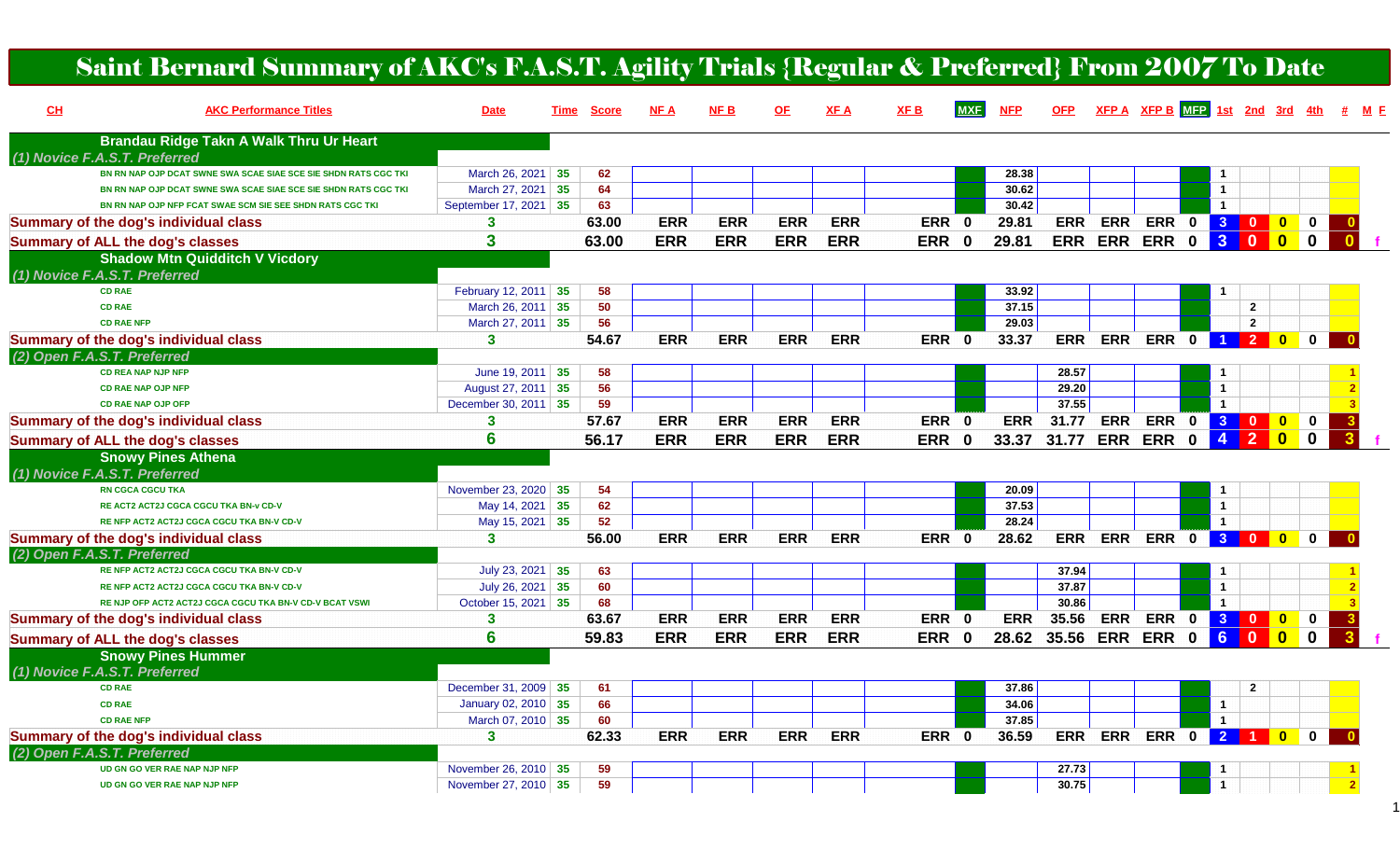# Saint Bernard Summary of AKC's F.A.S.T. Agility Trials {Regular & Preferred} From 2007 To Date

| CH | AKC Performance Titles | Date | Time | Score | NF A | NF B | OF | XF A | XF B | MXF | NFP | OFP | XFP A | XFP B | MFP | 1st | 2nd | 3rd | 4th | # | M F |
|---|---|---|---|---|---|---|---|---|---|---|---|---|---|---|---|---|---|---|---|---|---|
| | **Brandau Ridge Takn A Walk Thru Ur Heart** | | | | | | | | | | | | | | | | | | | | |
| | *(1) Novice F.A.S.T. Preferred* | | | | | | | | | | | | | | | | | | | | |
| | BN RN NAP OJP DCAT SWNE SWA SCAE SIAE SCE SIE SHDN RATS CGC TKI | March 26, 2021 | 35 | 62 | | | | | | | 28.38 | | | | | 1 | | | | | |
| | BN RN NAP OJP DCAT SWNE SWA SCAE SIAE SCE SIE SHDN RATS CGC TKI | March 27, 2021 | 35 | 64 | | | | | | | 30.62 | | | | | 1 | | | | | |
| | BN RN NAP OJP NFP FCAT SWAE SCM SIE SEE SHDN RATS CGC TKI | September 17, 2021 | 35 | 63 | | | | | | | 30.42 | | | | | 1 | | | | | |
| **Summary of the dog's individual class** | | 3 | | 63.00 | ERR | ERR | ERR | ERR | ERR | 0 | 29.81 | ERR | ERR | ERR | 0 | 3 | 0 | 0 | 0 | 0 | |
| **Summary of ALL the dog's classes** | | 3 | | 63.00 | ERR | ERR | ERR | ERR | ERR | 0 | 29.81 | ERR | ERR | ERR | 0 | 3 | 0 | 0 | 0 | 0 | f |
| | **Shadow Mtn Quidditch V Vicdory** | | | | | | | | | | | | | | | | | | | | |
| | *(1) Novice F.A.S.T. Preferred* | | | | | | | | | | | | | | | | | | | | |
| | CD RAE | February 12, 2011 | 35 | 58 | | | | | | | 33.92 | | | | | 1 | | | | | |
| | CD RAE | March 26, 2011 | 35 | 50 | | | | | | | 37.15 | | | | | | 2 | | | | |
| | CD RAE NFP | March 27, 2011 | 35 | 56 | | | | | | | 29.03 | | | | | | 2 | | | | |
| **Summary of the dog's individual class** | | 3 | | 54.67 | ERR | ERR | ERR | ERR | ERR | 0 | 33.37 | ERR | ERR | ERR | 0 | 1 | 2 | 0 | 0 | 0 | |
| | *(2) Open F.A.S.T. Preferred* | | | | | | | | | | | | | | | | | | | | |
| | CD REA NAP NJP NFP | June 19, 2011 | 35 | 58 | | | | | | | | 28.57 | | | | 1 | | | | 1 | |
| | CD RAE NAP OJP NFP | August 27, 2011 | 35 | 56 | | | | | | | | 29.20 | | | | 1 | | | | 2 | |
| | CD RAE NAP OJP OFP | December 30, 2011 | 35 | 59 | | | | | | | | 37.55 | | | | 1 | | | | 3 | |
| **Summary of the dog's individual class** | | 3 | | 57.67 | ERR | ERR | ERR | ERR | ERR | 0 | ERR | 31.77 | ERR | ERR | 0 | 3 | 0 | 0 | 0 | 3 | |
| **Summary of ALL the dog's classes** | | 6 | | 56.17 | ERR | ERR | ERR | ERR | ERR | 0 | 33.37 | 31.77 | ERR | ERR | 0 | 4 | 2 | 0 | 0 | 3 | f |
| | **Snowy Pines Athena** | | | | | | | | | | | | | | | | | | | | |
| | *(1) Novice F.A.S.T. Preferred* | | | | | | | | | | | | | | | | | | | | |
| | RN CGCA CGCU TKA | November 23, 2020 | 35 | 54 | | | | | | | 20.09 | | | | | 1 | | | | | |
| | RE ACT2 ACT2J CGCA CGCU TKA BN-v CD-V | May 14, 2021 | 35 | 62 | | | | | | | 37.53 | | | | | 1 | | | | | |
| | RE NFP ACT2 ACT2J CGCA CGCU TKA BN-v CD-V | May 15, 2021 | 35 | 52 | | | | | | | 28.24 | | | | | 1 | | | | | |
| **Summary of the dog's individual class** | | 3 | | 56.00 | ERR | ERR | ERR | ERR | ERR | 0 | 28.62 | ERR | ERR | ERR | 0 | 3 | 0 | 0 | 0 | 0 | |
| | *(2) Open F.A.S.T. Preferred* | | | | | | | | | | | | | | | | | | | | |
| | RE NFP ACT2 ACT2J CGCA CGCU TKA BN-V CD-V | July 23, 2021 | 35 | 63 | | | | | | | | 37.94 | | | | 1 | | | | 1 | |
| | RE NFP ACT2 ACT2J CGCA CGCU TKA BN-V CD-V | July 26, 2021 | 35 | 60 | | | | | | | | 37.87 | | | | 1 | | | | 2 | |
| | RE NJP OFP ACT2 ACT2J CGCA CGCU TKA BN-V CD-V BCAT VSWI | October 15, 2021 | 35 | 68 | | | | | | | | 30.86 | | | | 1 | | | | 3 | |
| **Summary of the dog's individual class** | | 3 | | 63.67 | ERR | ERR | ERR | ERR | ERR | 0 | ERR | 35.56 | ERR | ERR | 0 | 3 | 0 | 0 | 0 | 3 | |
| **Summary of ALL the dog's classes** | | 6 | | 59.83 | ERR | ERR | ERR | ERR | ERR | 0 | 28.62 | 35.56 | ERR | ERR | 0 | 6 | 0 | 0 | 0 | 3 | f |
| | **Snowy Pines Hummer** | | | | | | | | | | | | | | | | | | | | |
| | *(1) Novice F.A.S.T. Preferred* | | | | | | | | | | | | | | | | | | | | |
| | CD RAE | December 31, 2009 | 35 | 61 | | | | | | | 37.86 | | | | | | 2 | | | | |
| | CD RAE | January 02, 2010 | 35 | 66 | | | | | | | 34.06 | | | | | 1 | | | | | |
| | CD RAE NFP | March 07, 2010 | 35 | 60 | | | | | | | 37.85 | | | | | 1 | | | | | |
| **Summary of the dog's individual class** | | 3 | | 62.33 | ERR | ERR | ERR | ERR | ERR | 0 | 36.59 | ERR | ERR | ERR | 0 | 2 | 1 | 0 | 0 | 0 | |
| | *(2) Open F.A.S.T. Preferred* | | | | | | | | | | | | | | | | | | | | |
| | UD GN GO VER RAE NAP NJP NFP | November 26, 2010 | 35 | 59 | | | | | | | | 27.73 | | | | 1 | | | | 1 | |
| | UD GN GO VER RAE NAP NJP NFP | November 27, 2010 | 35 | 59 | | | | | | | | 30.75 | | | | 1 | | | | 2 | |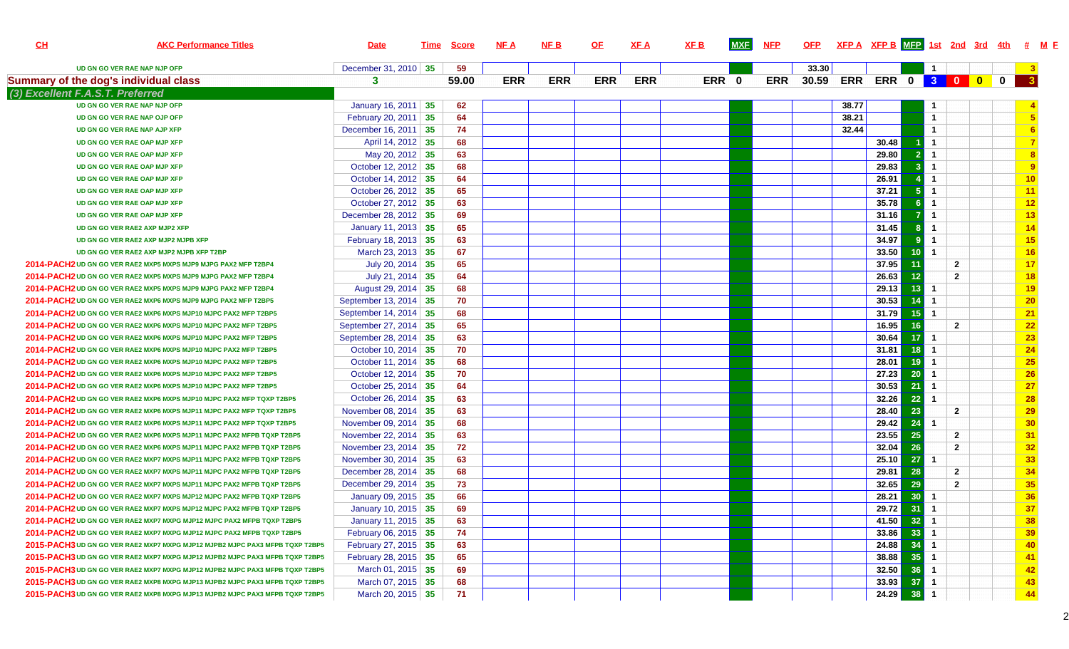| CH | AKC Performance Titles | Date | Time | Score | NF A | NF B | OF | XF A | XF B | MXF | NFP | OFP | XFP A | XFP B | MFP | 1st | 2nd | 3rd | 4th | # | M | F |
|---|---|---|---|---|---|---|---|---|---|---|---|---|---|---|---|---|---|---|---|---|---|---|
| | UD GN GO VER RAE NAP NJP OFP | December 31, 2010 | 35 | 59 | | | | | | | | 33.30 | | | | 1 | | | | 3 | | |
| **Summary of the dog's individual class** | | 3 | | 59.00 | ERR | ERR | ERR | ERR | ERR | 0 | ERR | 30.59 | ERR | ERR | 0 | 3 | 0 | 0 | 0 | 3 | | |
| *(3) Excellent F.A.S.T. Preferred* | | | | | | | | | | | | | | | | | | | | | | |
| | UD GN GO VER RAE NAP NJP OFP | January 16, 2011 | 35 | 62 | | | | | | | | | 38.77 | | | 1 | | | | 4 | | |
| | UD GN GO VER RAE NAP OJP OFP | February 20, 2011 | 35 | 64 | | | | | | | | | 38.21 | | | 1 | | | | 5 | | |
| | UD GN GO VER RAE NAP AJP XFP | December 16, 2011 | 35 | 74 | | | | | | | | | 32.44 | | | 1 | | | | 6 | | |
| | UD GN GO VER RAE OAP MJP XFP | April 14, 2012 | 35 | 68 | | | | | | | | | | 30.48 | 1 | 1 | | | | 7 | | |
| | UD GN GO VER RAE OAP MJP XFP | May 20, 2012 | 35 | 63 | | | | | | | | | | 29.80 | 2 | 1 | | | | 8 | | |
| | UD GN GO VER RAE OAP MJP XFP | October 12, 2012 | 35 | 68 | | | | | | | | | | 29.83 | 3 | 1 | | | | 9 | | |
| | UD GN GO VER RAE OAP MJP XFP | October 14, 2012 | 35 | 64 | | | | | | | | | | 26.91 | 4 | 1 | | | | 10 | | |
| | UD GN GO VER RAE OAP MJP XFP | October 26, 2012 | 35 | 65 | | | | | | | | | | 37.21 | 5 | 1 | | | | 11 | | |
| | UD GN GO VER RAE OAP MJP XFP | October 27, 2012 | 35 | 63 | | | | | | | | | | 35.78 | 6 | 1 | | | | 12 | | |
| | UD GN GO VER RAE OAP MJP XFP | December 28, 2012 | 35 | 69 | | | | | | | | | | 31.16 | 7 | 1 | | | | 13 | | |
| | UD GN GO VER RAE2 AXP MJP2 XFP | January 11, 2013 | 35 | 65 | | | | | | | | | | 31.45 | 8 | 1 | | | | 14 | | |
| | UD GN GO VER RAE2 AXP MJP2 MJPB XFP | February 18, 2013 | 35 | 63 | | | | | | | | | | 34.97 | 9 | 1 | | | | 15 | | |
| | UD GN GO VER RAE2 AXP MJP2 MJPB XFP T2BP | March 23, 2013 | 35 | 67 | | | | | | | | | | 33.50 | 10 | 1 | | | | 16 | | |
| 2014-PACH2 | UD GN GO VER RAE2 MXP5 MXPS MJP9 MJPG PAX2 MFP T2BP4 | July 20, 2014 | 35 | 65 | | | | | | | | | | 37.95 | 11 | | 2 | | | 17 | | |
| 2014-PACH2 | UD GN GO VER RAE2 MXP5 MXPS MJP9 MJPG PAX2 MFP T2BP4 | July 21, 2014 | 35 | 64 | | | | | | | | | | 26.63 | 12 | | 2 | | | 18 | | |
| 2014-PACH2 | UD GN GO VER RAE2 MXP5 MXPS MJP9 MJPG PAX2 MFP T2BP4 | August 29, 2014 | 35 | 68 | | | | | | | | | | 29.13 | 13 | 1 | | | | 19 | | |
| 2014-PACH2 | UD GN GO VER RAE2 MXP6 MXPS MJP9 MJPG PAX2 MFP T2BP5 | September 13, 2014 | 35 | 70 | | | | | | | | | | 30.53 | 14 | 1 | | | | 20 | | |
| 2014-PACH2 | UD GN GO VER RAE2 MXP6 MXPS MJP10 MJPC PAX2 MFP T2BP5 | September 14, 2014 | 35 | 68 | | | | | | | | | | 31.79 | 15 | 1 | | | | 21 | | |
| 2014-PACH2 | UD GN GO VER RAE2 MXP6 MXPS MJP10 MJPC PAX2 MFP T2BP5 | September 27, 2014 | 35 | 65 | | | | | | | | | | 16.95 | 16 | | 2 | | | 22 | | |
| 2014-PACH2 | UD GN GO VER RAE2 MXP6 MXPS MJP10 MJPC PAX2 MFP T2BP5 | September 28, 2014 | 35 | 63 | | | | | | | | | | 30.64 | 17 | 1 | | | | 23 | | |
| 2014-PACH2 | UD GN GO VER RAE2 MXP6 MXPS MJP10 MJPC PAX2 MFP T2BP5 | October 10, 2014 | 35 | 70 | | | | | | | | | | 31.81 | 18 | 1 | | | | 24 | | |
| 2014-PACH2 | UD GN GO VER RAE2 MXP6 MXPS MJP10 MJPC PAX2 MFP T2BP5 | October 11, 2014 | 35 | 68 | | | | | | | | | | 28.01 | 19 | 1 | | | | 25 | | |
| 2014-PACH2 | UD GN GO VER RAE2 MXP6 MXPS MJP10 MJPC PAX2 MFP T2BP5 | October 12, 2014 | 35 | 70 | | | | | | | | | | 27.23 | 20 | 1 | | | | 26 | | |
| 2014-PACH2 | UD GN GO VER RAE2 MXP6 MXPS MJP10 MJPC PAX2 MFP T2BP5 | October 25, 2014 | 35 | 64 | | | | | | | | | | 30.53 | 21 | 1 | | | | 27 | | |
| 2014-PACH2 | UD GN GO VER RAE2 MXP6 MXPS MJP10 MJPC PAX2 MFP TQXP T2BP5 | October 26, 2014 | 35 | 63 | | | | | | | | | | 32.26 | 22 | 1 | | | | 28 | | |
| 2014-PACH2 | UD GN GO VER RAE2 MXP6 MXPS MJP11 MJPC PAX2 MFP TQXP T2BP5 | November 08, 2014 | 35 | 63 | | | | | | | | | | 28.40 | 23 | | 2 | | | 29 | | |
| 2014-PACH2 | UD GN GO VER RAE2 MXP6 MXPS MJP11 MJPC PAX2 MFP TQXP T2BP5 | November 09, 2014 | 35 | 68 | | | | | | | | | | 29.42 | 24 | 1 | | | | 30 | | |
| 2014-PACH2 | UD GN GO VER RAE2 MXP6 MXPS MJP11 MJPC PAX2 MFPB TQXP T2BP5 | November 22, 2014 | 35 | 63 | | | | | | | | | | 23.55 | 25 | | 2 | | | 31 | | |
| 2014-PACH2 | UD GN GO VER RAE2 MXP6 MXPS MJP11 MJPC PAX2 MFPB TQXP T2BP5 | November 23, 2014 | 35 | 72 | | | | | | | | | | 32.04 | 26 | | 2 | | | 32 | | |
| 2014-PACH2 | UD GN GO VER RAE2 MXP7 MXPS MJP11 MJPC PAX2 MFPB TQXP T2BP5 | November 30, 2014 | 35 | 63 | | | | | | | | | | 25.10 | 27 | 1 | | | | 33 | | |
| 2014-PACH2 | UD GN GO VER RAE2 MXP7 MXPS MJP11 MJPC PAX2 MFPB TQXP T2BP5 | December 28, 2014 | 35 | 68 | | | | | | | | | | 29.81 | 28 | | 2 | | | 34 | | |
| 2014-PACH2 | UD GN GO VER RAE2 MXP7 MXPS MJP11 MJPC PAX2 MFPB TQXP T2BP5 | December 29, 2014 | 35 | 73 | | | | | | | | | | 32.65 | 29 | | 2 | | | 35 | | |
| 2014-PACH2 | UD GN GO VER RAE2 MXP7 MXPS MJP12 MJPC PAX2 MFPB TQXP T2BP5 | January 09, 2015 | 35 | 66 | | | | | | | | | | 28.21 | 30 | 1 | | | | 36 | | |
| 2014-PACH2 | UD GN GO VER RAE2 MXP7 MXPS MJP12 MJPC PAX2 MFPB TQXP T2BP5 | January 10, 2015 | 35 | 69 | | | | | | | | | | 29.72 | 31 | 1 | | | | 37 | | |
| 2014-PACH2 | UD GN GO VER RAE2 MXP7 MXPG MJP12 MJPC PAX2 MFPB TQXP T2BP5 | January 11, 2015 | 35 | 63 | | | | | | | | | | 41.50 | 32 | 1 | | | | 38 | | |
| 2014-PACH2 | UD GN GO VER RAE2 MXP7 MXPG MJP12 MJPC PAX2 MFPB TQXP T2BP5 | February 06, 2015 | 35 | 74 | | | | | | | | | | 33.86 | 33 | 1 | | | | 39 | | |
| 2015-PACH2 | UD GN GO VER RAE2 MXP7 MXPG MJP12 MJPB2 MJPC PAX3 MFPB TQXP T2BP5 | February 27, 2015 | 35 | 63 | | | | | | | | | | 24.88 | 34 | 1 | | | | 40 | | |
| 2015-PACH3 | UD GN GO VER RAE2 MXP7 MXPG MJP12 MJPB2 MJPC PAX3 MFPB TQXP T2BP5 | February 28, 2015 | 35 | 65 | | | | | | | | | | 38.88 | 35 | 1 | | | | 41 | | |
| 2015-PACH3 | UD GN GO VER RAE2 MXP7 MXPG MJP12 MJPB2 MJPC PAX3 MFPB TQXP T2BP5 | March 01, 2015 | 35 | 69 | | | | | | | | | | 32.50 | 36 | 1 | | | | 42 | | |
| 2015-PACH3 | UD GN GO VER RAE2 MXP8 MXPG MJP13 MJPB2 MJPC PAX3 MFPB TQXP T2BP5 | March 07, 2015 | 35 | 68 | | | | | | | | | | 33.93 | 37 | 1 | | | | 43 | | |
| 2015-PACH3 | UD GN GO VER RAE2 MXP8 MXPG MJP13 MJPB2 MJPC PAX3 MFPB TQXP T2BP5 | March 20, 2015 | 35 | 71 | | | | | | | | | | 24.29 | 38 | 1 | | | | 44 | | |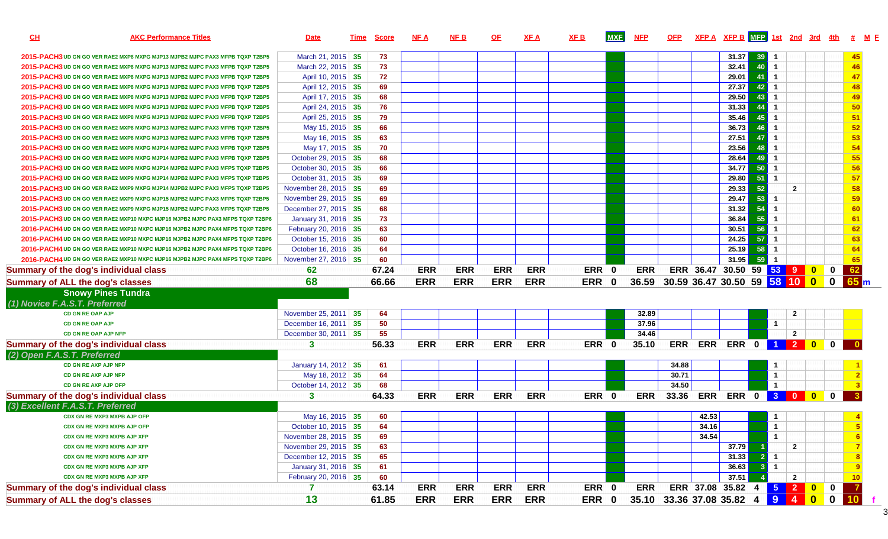| CH | AKC Performance Titles | Date | Time | Score | NF A | NF B | OF | XF A | XF B | MXF | NFP | OFP | XFP A | XFP B | MFP | 1st | 2nd | 3rd | 4th | # | M F |
|---|---|---|---|---|---|---|---|---|---|---|---|---|---|---|---|---|---|---|---|---|---|
| 2015-PACH3 | UD GN GO VER RAE2 MXP8 MXPG MJP13 MJPB2 MJPC PAX3 MFPB TQXP T2BP5 | March 21, 2015 | 35 | 73 | | | | | | | | | | 31.37 | 39 | 1 | | | | 45 | |
| 2015-PACH3 | UD GN GO VER RAE2 MXP8 MXPG MJP13 MJPB2 MJPC PAX3 MFPB TQXP T2BP5 | March 22, 2015 | 35 | 73 | | | | | | | | | | 32.41 | 40 | 1 | | | | 46 | |
| 2015-PACH3 | UD GN GO VER RAE2 MXP8 MXPG MJP13 MJPB2 MJPC PAX3 MFPB TQXP T2BP5 | April 10, 2015 | 35 | 72 | | | | | | | | | | 29.01 | 41 | 1 | | | | 47 | |
| 2015-PACH3 | UD GN GO VER RAE2 MXP8 MXPG MJP13 MJPB2 MJPC PAX3 MFPB TQXP T2BP5 | April 12, 2015 | 35 | 69 | | | | | | | | | | 27.37 | 42 | 1 | | | | 48 | |
| 2015-PACH3 | UD GN GO VER RAE2 MXP8 MXPG MJP13 MJPB2 MJPC PAX3 MFPB TQXP T2BP5 | April 17, 2015 | 35 | 68 | | | | | | | | | | 29.50 | 43 | 1 | | | | 49 | |
| 2015-PACH3 | UD GN GO VER RAE2 MXP8 MXPG MJP13 MJPB2 MJPC PAX3 MFPB TQXP T2BP5 | April 24, 2015 | 35 | 76 | | | | | | | | | | 31.33 | 44 | 1 | | | | 50 | |
| 2015-PACH3 | UD GN GO VER RAE2 MXP8 MXPG MJP13 MJPB2 MJPC PAX3 MFPB TQXP T2BP5 | April 25, 2015 | 35 | 79 | | | | | | | | | | 35.46 | 45 | 1 | | | | 51 | |
| 2015-PACH3 | UD GN GO VER RAE2 MXP8 MXPG MJP13 MJPB2 MJPC PAX3 MFPB TQXP T2BP5 | May 15, 2015 | 35 | 66 | | | | | | | | | | 36.73 | 46 | 1 | | | | 52 | |
| 2015-PACH3 | UD GN GO VER RAE2 MXP8 MXPG MJP13 MJPB2 MJPC PAX3 MFPB TQXP T2BP5 | May 16, 2015 | 35 | 63 | | | | | | | | | | 27.51 | 47 | 1 | | | | 53 | |
| 2015-PACH3 | UD GN GO VER RAE2 MXP8 MXPG MJP14 MJPB2 MJPC PAX3 MFPB TQXP T2BP5 | May 17, 2015 | 35 | 70 | | | | | | | | | | 23.56 | 48 | 1 | | | | 54 | |
| 2015-PACH3 | UD GN GO VER RAE2 MXP8 MXPG MJP14 MJPB2 MJPC PAX3 MFPB TQXP T2BP5 | October 29, 2015 | 35 | 68 | | | | | | | | | | 28.64 | 49 | 1 | | | | 55 | |
| 2015-PACH3 | UD GN GO VER RAE2 MXP8 MXPG MJP14 MJPB2 MJPC PAX3 MFPS TQXP T2BP5 | October 30, 2015 | 35 | 66 | | | | | | | | | | 34.77 | 50 | 1 | | | | 56 | |
| 2015-PACH3 | UD GN GO VER RAE2 MXP9 MXPG MJP14 MJPB2 MJPC PAX3 MFPS TQXP T2BP5 | October 31, 2015 | 35 | 69 | | | | | | | | | | 29.80 | 51 | 1 | | | | 57 | |
| 2015-PACH3 | UD GN GO VER RAE2 MXP9 MXPG MJP14 MJPB2 MJPC PAX3 MFPS TQXP T2BP5 | November 28, 2015 | 35 | 69 | | | | | | | | | | 29.33 | 52 | | 2 | | | 58 | |
| 2015-PACH3 | UD GN GO VER RAE2 MXP9 MXPG MJP15 MJPB2 MJPC PAX3 MFPS TQXP T2BP5 | November 29, 2015 | 35 | 69 | | | | | | | | | | 29.47 | 53 | 1 | | | | 59 | |
| 2015-PACH3 | UD GN GO VER RAE2 MXP9 MXPG MJP15 MJPB2 MJPC PAX3 MFPS TQXP T2BP5 | December 27, 2015 | 35 | 68 | | | | | | | | | | 31.32 | 54 | 1 | | | | 60 | |
| 2015-PACH3 | UD GN GO VER RAE2 MXP10 MXPC MJP16 MJPB2 MJPC PAX3 MFPS TQXP T2BP6 | January 31, 2016 | 35 | 73 | | | | | | | | | | 36.84 | 55 | 1 | | | | 61 | |
| 2016-PACH4 | UD GN GO VER RAE2 MXP10 MXPC MJP16 MJPB2 MJPC PAX4 MFPS TQXP T2BP6 | February 20, 2016 | 35 | 63 | | | | | | | | | | 30.51 | 56 | 1 | | | | 62 | |
| 2016-PACH4 | UD GN GO VER RAE2 MXP10 MXPC MJP16 MJPB2 MJPC PAX4 MFPS TQXP T2BP6 | October 15, 2016 | 35 | 60 | | | | | | | | | | 24.25 | 57 | 1 | | | | 63 | |
| 2016-PACH4 | UD GN GO VER RAE2 MXP10 MXPC MJP16 MJPB2 MJPC PAX4 MFPS TQXP T2BP6 | October 16, 2016 | 35 | 64 | | | | | | | | | | 25.19 | 58 | 1 | | | | 64 | |
| 2016-PACH4 | UD GN GO VER RAE2 MXP10 MXPC MJP16 MJPB2 MJPC PAX4 MFPS TQXP T2BP6 | November 27, 2016 | 35 | 60 | | | | | | | | | | 31.95 | 59 | 1 | | | | 65 | |
| **Summary of the dog's individual class** | | 62 | | 67.24 | ERR | ERR | ERR | ERR | ERR | 0 | ERR | ERR | 36.47 | 30.50 | 59 | 53 | 9 | 0 | 0 | 62 | |
| **Summary of ALL the dog's classes** | | 68 | | 66.66 | ERR | ERR | ERR | ERR | ERR | 0 | 36.59 | 30.59 | 36.47 | 30.50 | 59 | 58 | 10 | 0 | 0 | 65 | m |
| **Snowy Pines Tundra** | | | | | | | | | | | | | | | | | | | | | |
| *(1) Novice F.A.S.T. Preferred* | | | | | | | | | | | | | | | | | | | | | |
| | CD GN RE OAP AJP | November 25, 2011 | 35 | 64 | | | | | | | 32.89 | | | | | | 2 | | | | |
| | CD GN RE OAP AJP | December 16, 2011 | 35 | 50 | | | | | | | 37.96 | | | | | 1 | | | | | |
| | CD GN RE OAP AJP NFP | December 30, 2011 | 35 | 55 | | | | | | | 34.46 | | | | | | 2 | | | | |
| **Summary of the dog's individual class** | | 3 | | 56.33 | ERR | ERR | ERR | ERR | ERR | 0 | 35.10 | ERR | ERR | ERR | 0 | 1 | 2 | 0 | 0 | 0 | |
| *(2) Open F.A.S.T. Preferred* | | | | | | | | | | | | | | | | | | | | | |
| | CD GN RE AXP AJP NFP | January 14, 2012 | 35 | 61 | | | | | | | | 34.88 | | | | 1 | | | | 1 | |
| | CD GN RE AXP AJP NFP | May 18, 2012 | 35 | 64 | | | | | | | | 30.71 | | | | 1 | | | | 2 | |
| | CD GN RE AXP AJP OFP | October 14, 2012 | 35 | 68 | | | | | | | | 34.50 | | | | 1 | | | | 3 | |
| **Summary of the dog's individual class** | | 3 | | 64.33 | ERR | ERR | ERR | ERR | ERR | 0 | ERR | 33.36 | ERR | ERR | 0 | 3 | 0 | 0 | 0 | 3 | |
| *(3) Excellent F.A.S.T. Preferred* | | | | | | | | | | | | | | | | | | | | | |
| | CDX GN RE MXP3 MXPB AJP OFP | May 16, 2015 | 35 | 60 | | | | | | | | | 42.53 | | | 1 | | | | 4 | |
| | CDX GN RE MXP3 MXPB AJP OFP | October 10, 2015 | 35 | 64 | | | | | | | | | 34.16 | | | 1 | | | | 5 | |
| | CDX GN RE MXP3 MXPB AJP XFP | November 28, 2015 | 35 | 69 | | | | | | | | | 34.54 | | | 1 | | | | 6 | |
| | CDX GN RE MXP3 MXPB AJP XFP | November 29, 2015 | 35 | 63 | | | | | | | | | | 37.79 | 1 | | 2 | | | 7 | |
| | CDX GN RE MXP3 MXPB AJP XFP | December 12, 2015 | 35 | 65 | | | | | | | | | | 31.33 | 2 | 1 | | | | 8 | |
| | CDX GN RE MXP3 MXPB AJP XFP | January 31, 2016 | 35 | 61 | | | | | | | | | | 36.63 | 3 | 1 | | | | 9 | |
| | CDX GN RE MXP3 MXPB AJP XFP | February 20, 2016 | 35 | 60 | | | | | | | | | | 37.51 | 4 | | 2 | | | 10 | |
| **Summary of the dog's individual class** | | 7 | | 63.14 | ERR | ERR | ERR | ERR | ERR | 0 | ERR | ERR | 37.08 | 35.82 | 4 | 5 | 2 | 0 | 0 | 7 | |
| **Summary of ALL the dog's classes** | | 13 | | 61.85 | ERR | ERR | ERR | ERR | ERR | 0 | 35.10 | 33.36 | 37.08 | 35.82 | 4 | 9 | 4 | 0 | 0 | 10 | f |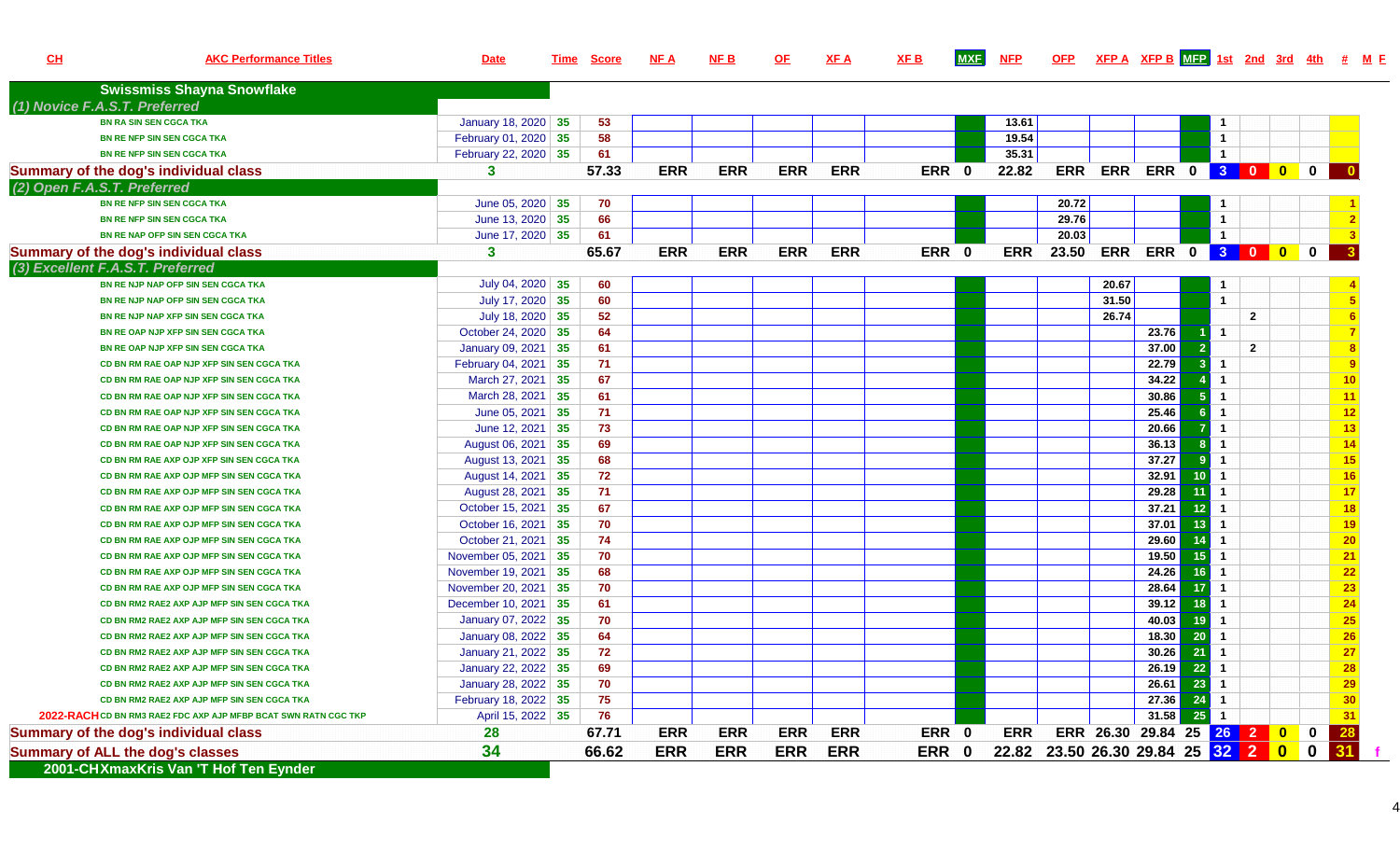| CH | AKC Performance Titles | Date | Time | Score | NF A | NF B | OF | XF A | XF B | MXF | NFP | OFP | XFP A | XFP B | MFP | 1st | 2nd | 3rd | 4th | # | M | F |
|---|---|---|---|---|---|---|---|---|---|---|---|---|---|---|---|---|---|---|---|---|---|---|
| **Swissmiss Shayna Snowflake** | | | | | | | | | | | | | | | | | | | | | | |
| *(1) Novice F.A.S.T. Preferred* | | | | | | | | | | | | | | | | | | | | | | |
| | BN RA SIN SEN CGCA TKA | January 18, 2020 | 35 | 53 | | | | | | | 13.61 | | | | | 1 | | | | | | |
| | BN RE NFP SIN SEN CGCA TKA | February 01, 2020 | 35 | 58 | | | | | | | 19.54 | | | | | 1 | | | | | | |
| | BN RE NFP SIN SEN CGCA TKA | February 22, 2020 | 35 | 61 | | | | | | | 35.31 | | | | | 1 | | | | | | |
| **Summary of the dog's individual class** | | 3 | | 57.33 | ERR | ERR | ERR | ERR | ERR | 0 | 22.82 | ERR | ERR | ERR | 0 | 3 | 0 | 0 | 0 | 0 | | |
| *(2) Open F.A.S.T. Preferred* | | | | | | | | | | | | | | | | | | | | | | |
| | BN RE NFP SIN SEN CGCA TKA | June 05, 2020 | 35 | 70 | | | | | | | | 20.72 | | | | 1 | | | | 1 | | |
| | BN RE NFP SIN SEN CGCA TKA | June 13, 2020 | 35 | 66 | | | | | | | | 29.76 | | | | 1 | | | | 2 | | |
| | BN RE NAP OFP SIN SEN CGCA TKA | June 17, 2020 | 35 | 61 | | | | | | | | 20.03 | | | | 1 | | | | 3 | | |
| **Summary of the dog's individual class** | | 3 | | 65.67 | ERR | ERR | ERR | ERR | ERR | 0 | ERR | 23.50 | ERR | ERR | 0 | 3 | 0 | 0 | 0 | 3 | | |
| *(3) Excellent F.A.S.T. Preferred* | | | | | | | | | | | | | | | | | | | | | | |
| | BN RE NJP NAP OFP SIN SEN CGCA TKA | July 04, 2020 | 35 | 60 | | | | | | | | | 20.67 | | | 1 | | | | 4 | | |
| | BN RE NJP NAP OFP SIN SEN CGCA TKA | July 17, 2020 | 35 | 60 | | | | | | | | | 31.50 | | | 1 | | | | 5 | | |
| | BN RE NJP NAP XFP SIN SEN CGCA TKA | July 18, 2020 | 35 | 52 | | | | | | | | | 26.74 | | | | 2 | | | 6 | | |
| | BN RE OAP NJP XFP SIN SEN CGCA TKA | October 24, 2020 | 35 | 64 | | | | | | | | | | 23.76 | 1 | 1 | | | | 7 | | |
| | BN RE OAP NJP XFP SIN SEN CGCA TKA | January 09, 2021 | 35 | 61 | | | | | | | | | | 37.00 | 2 | | 2 | | | 8 | | |
| | CD BN RM RAE OAP NJP XFP SIN SEN CGCA TKA | February 04, 2021 | 35 | 71 | | | | | | | | | | 22.79 | 3 | 1 | | | | 9 | | |
| | CD BN RM RAE OAP NJP XFP SIN SEN CGCA TKA | March 27, 2021 | 35 | 67 | | | | | | | | | | 34.22 | 4 | 1 | | | | 10 | | |
| | CD BN RM RAE OAP NJP XFP SIN SEN CGCA TKA | March 28, 2021 | 35 | 61 | | | | | | | | | | 30.86 | 5 | 1 | | | | 11 | | |
| | CD BN RM RAE OAP NJP XFP SIN SEN CGCA TKA | June 05, 2021 | 35 | 71 | | | | | | | | | | 25.46 | 6 | 1 | | | | 12 | | |
| | CD BN RM RAE OAP NJP XFP SIN SEN CGCA TKA | June 12, 2021 | 35 | 73 | | | | | | | | | | 20.66 | 7 | 1 | | | | 13 | | |
| | CD BN RM RAE OAP NJP XFP SIN SEN CGCA TKA | August 06, 2021 | 35 | 69 | | | | | | | | | | 36.13 | 8 | 1 | | | | 14 | | |
| | CD BN RM RAE AXP OJP XFP SIN SEN CGCA TKA | August 13, 2021 | 35 | 68 | | | | | | | | | | 37.27 | 9 | 1 | | | | 15 | | |
| | CD BN RM RAE AXP OJP MFP SIN SEN CGCA TKA | August 14, 2021 | 35 | 72 | | | | | | | | | | 32.91 | 10 | 1 | | | | 16 | | |
| | CD BN RM RAE AXP OJP MFP SIN SEN CGCA TKA | August 28, 2021 | 35 | 71 | | | | | | | | | | 29.28 | 11 | 1 | | | | 17 | | |
| | CD BN RM RAE AXP OJP MFP SIN SEN CGCA TKA | October 15, 2021 | 35 | 67 | | | | | | | | | | 37.21 | 12 | 1 | | | | 18 | | |
| | CD BN RM RAE AXP OJP MFP SIN SEN CGCA TKA | October 16, 2021 | 35 | 70 | | | | | | | | | | 37.01 | 13 | 1 | | | | 19 | | |
| | CD BN RM RAE AXP OJP MFP SIN SEN CGCA TKA | October 21, 2021 | 35 | 74 | | | | | | | | | | 29.60 | 14 | 1 | | | | 20 | | |
| | CD BN RM RAE AXP OJP MFP SIN SEN CGCA TKA | November 05, 2021 | 35 | 70 | | | | | | | | | | 19.50 | 15 | 1 | | | | 21 | | |
| | CD BN RM RAE AXP OJP MFP SIN SEN CGCA TKA | November 19, 2021 | 35 | 68 | | | | | | | | | | 24.26 | 16 | 1 | | | | 22 | | |
| | CD BN RM RAE AXP OJP MFP SIN SEN CGCA TKA | November 20, 2021 | 35 | 70 | | | | | | | | | | 28.64 | 17 | 1 | | | | 23 | | |
| | CD BN RM2 RAE2 AXP AJP MFP SIN SEN CGCA TKA | December 10, 2021 | 35 | 61 | | | | | | | | | | 39.12 | 18 | 1 | | | | 24 | | |
| | CD BN RM2 RAE2 AXP AJP MFP SIN SEN CGCA TKA | January 07, 2022 | 35 | 70 | | | | | | | | | | 40.03 | 19 | 1 | | | | 25 | | |
| | CD BN RM2 RAE2 AXP AJP MFP SIN SEN CGCA TKA | January 08, 2022 | 35 | 64 | | | | | | | | | | 18.30 | 20 | 1 | | | | 26 | | |
| | CD BN RM2 RAE2 AXP AJP MFP SIN SEN CGCA TKA | January 21, 2022 | 35 | 72 | | | | | | | | | | 30.26 | 21 | 1 | | | | 27 | | |
| | CD BN RM2 RAE2 AXP AJP MFP SIN SEN CGCA TKA | January 22, 2022 | 35 | 69 | | | | | | | | | | 26.19 | 22 | 1 | | | | 28 | | |
| | CD BN RM2 RAE2 AXP AJP MFP SIN SEN CGCA TKA | January 28, 2022 | 35 | 70 | | | | | | | | | | 26.61 | 23 | 1 | | | | 29 | | |
| | CD BN RM2 RAE2 AXP AJP MFP SIN SEN CGCA TKA | February 18, 2022 | 35 | 75 | | | | | | | | | | 27.36 | 24 | 1 | | | | 30 | | |
| 2022-RACH | CD BN RM3 RAE2 FDC AXP AJP MFP MFBP BCAT SWN RATN CGC TKP | April 15, 2022 | 35 | 76 | | | | | | | | | | 31.58 | 25 | 1 | | | | 31 | | |
| **Summary of the dog's individual class** | | 28 | | 67.71 | ERR | ERR | ERR | ERR | ERR | 0 | ERR | ERR | 26.30 | 29.84 | 25 | 26 | 2 | 0 | 0 | 28 | | |
| **Summary of ALL the dog's classes** | | 34 | | 66.62 | ERR | ERR | ERR | ERR | ERR | 0 | 22.82 | 23.50 | 26.30 | 29.84 | 25 | 32 | 2 | 0 | 0 | 31 | | f |
| **2001-CHXmaxKris Van 'T Hof Ten Eynder** | | | | | | | | | | | | | | | | | | | | | | |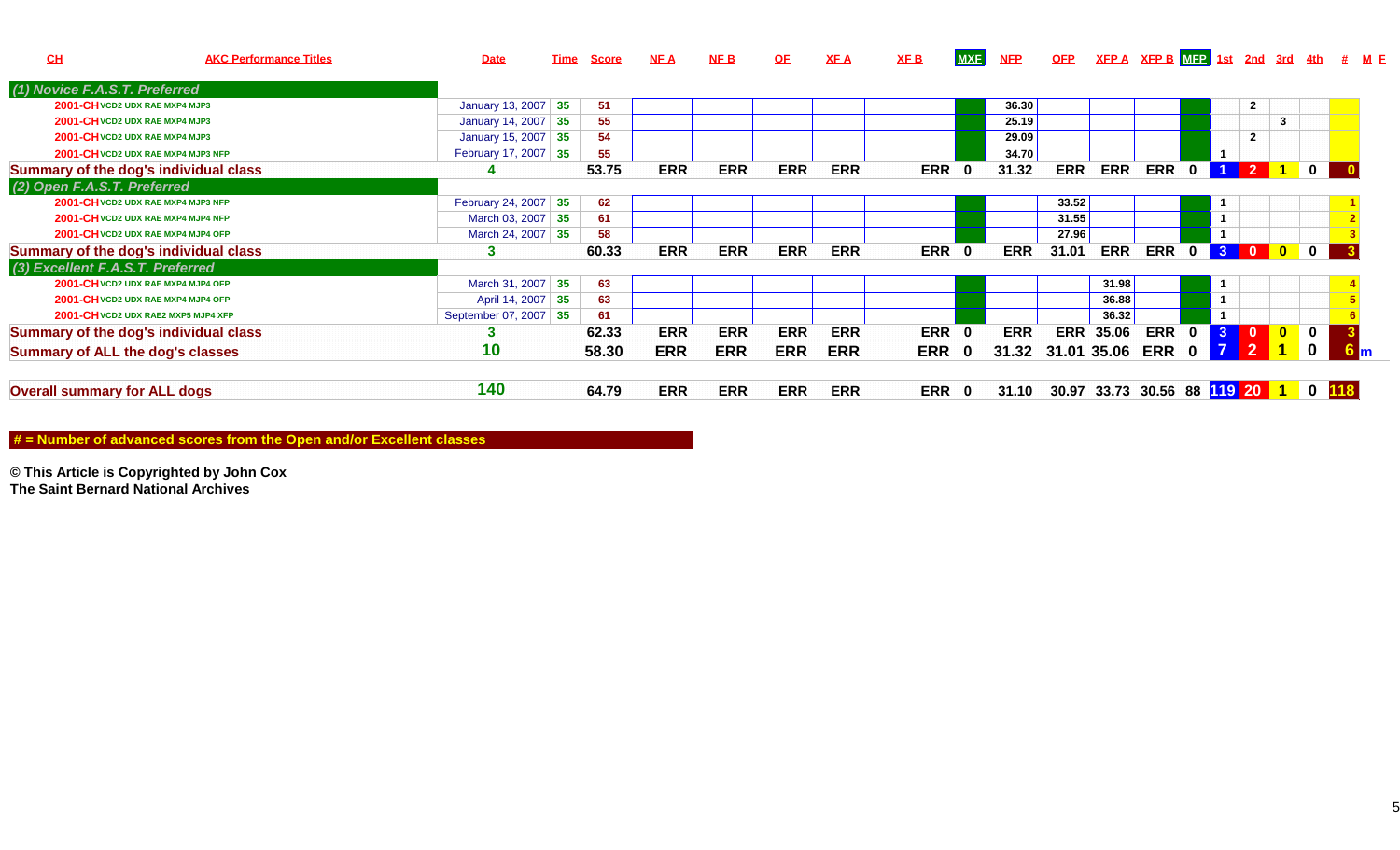| CH | AKC Performance Titles | Date | Time | Score | NF A | NF B | OF | XF A | XF B | MXF | NFP | OFP | XFP A | XFP B | MFP | 1st | 2nd | 3rd | 4th | # | M | F |
|---|---|---|---|---|---|---|---|---|---|---|---|---|---|---|---|---|---|---|---|---|---|---|
| (1) Novice F.A.S.T. Preferred | | | | | | | | | | | | | | | | | | | | | | |
| 2001-CH | VCD2 UDX RAE MXP4 MJP3 | January 13, 2007 | 35 | 51 | | | | | | | 36.30 | | | | | | 2 | | | | | |
| 2001-CH | VCD2 UDX RAE MXP4 MJP3 | January 14, 2007 | 35 | 55 | | | | | | | 25.19 | | | | | | | 3 | | | | |
| 2001-CH | VCD2 UDX RAE MXP4 MJP3 | January 15, 2007 | 35 | 54 | | | | | | | 29.09 | | | | | | 2 | | | | | |
| 2001-CH | VCD2 UDX RAE MXP4 MJP3 NFP | February 17, 2007 | 35 | 55 | | | | | | | 34.70 | | | | | 1 | | | | | | |
| Summary of the dog's individual class | | 4 | | 53.75 | ERR | ERR | ERR | ERR | ERR | 0 | 31.32 | ERR | ERR | ERR | 0 | 1 | 2 | 1 | 0 | 0 | | |
| (2) Open F.A.S.T. Preferred | | | | | | | | | | | | | | | | | | | | | | |
| 2001-CH | VCD2 UDX RAE MXP4 MJP3 NFP | February 24, 2007 | 35 | 62 | | | | | | | | 33.52 | | | | 1 | | | | 1 | | |
| 2001-CH | VCD2 UDX RAE MXP4 MJP4 NFP | March 03, 2007 | 35 | 61 | | | | | | | | 31.55 | | | | 1 | | | | 2 | | |
| 2001-CH | VCD2 UDX RAE MXP4 MJP4 OFP | March 24, 2007 | 35 | 58 | | | | | | | | 27.96 | | | | 1 | | | | 3 | | |
| Summary of the dog's individual class | | 3 | | 60.33 | ERR | ERR | ERR | ERR | ERR | 0 | ERR | 31.01 | ERR | ERR | 0 | 3 | 0 | 0 | 0 | 3 | | |
| (3) Excellent F.A.S.T. Preferred | | | | | | | | | | | | | | | | | | | | | | |
| 2001-CH | VCD2 UDX RAE MXP4 MJP4 OFP | March 31, 2007 | 35 | 63 | | | | | | | | | 31.98 | | | 1 | | | | 4 | | |
| 2001-CH | VCD2 UDX RAE MXP4 MJP4 OFP | April 14, 2007 | 35 | 63 | | | | | | | | | 36.88 | | | 1 | | | | 5 | | |
| 2001-CH | VCD2 UDX RAE2 MXP5 MJP4 XFP | September 07, 2007 | 35 | 61 | | | | | | | | | 36.32 | | | 1 | | | | 6 | | |
| Summary of the dog's individual class | | 3 | | 62.33 | ERR | ERR | ERR | ERR | ERR | 0 | ERR | ERR | 35.06 | ERR | 0 | 3 | 0 | 0 | 0 | 3 | | |
| Summary of ALL the dog's classes | | 10 | | 58.30 | ERR | ERR | ERR | ERR | ERR | 0 | 31.32 | 31.01 | 35.06 | ERR | 0 | 7 | 2 | 1 | 0 | 6 | m | |
| Overall summary for ALL dogs | | 140 | | 64.79 | ERR | ERR | ERR | ERR | ERR | 0 | 31.10 | 30.97 | 33.73 | 30.56 | 88 | 119 | 20 | 1 | 0 | 118 | | |

**# = Number of advanced scores from the Open and/or Excellent classes**

**© This Article is Copyrighted by John Cox**
**The Saint Bernard National Archives**